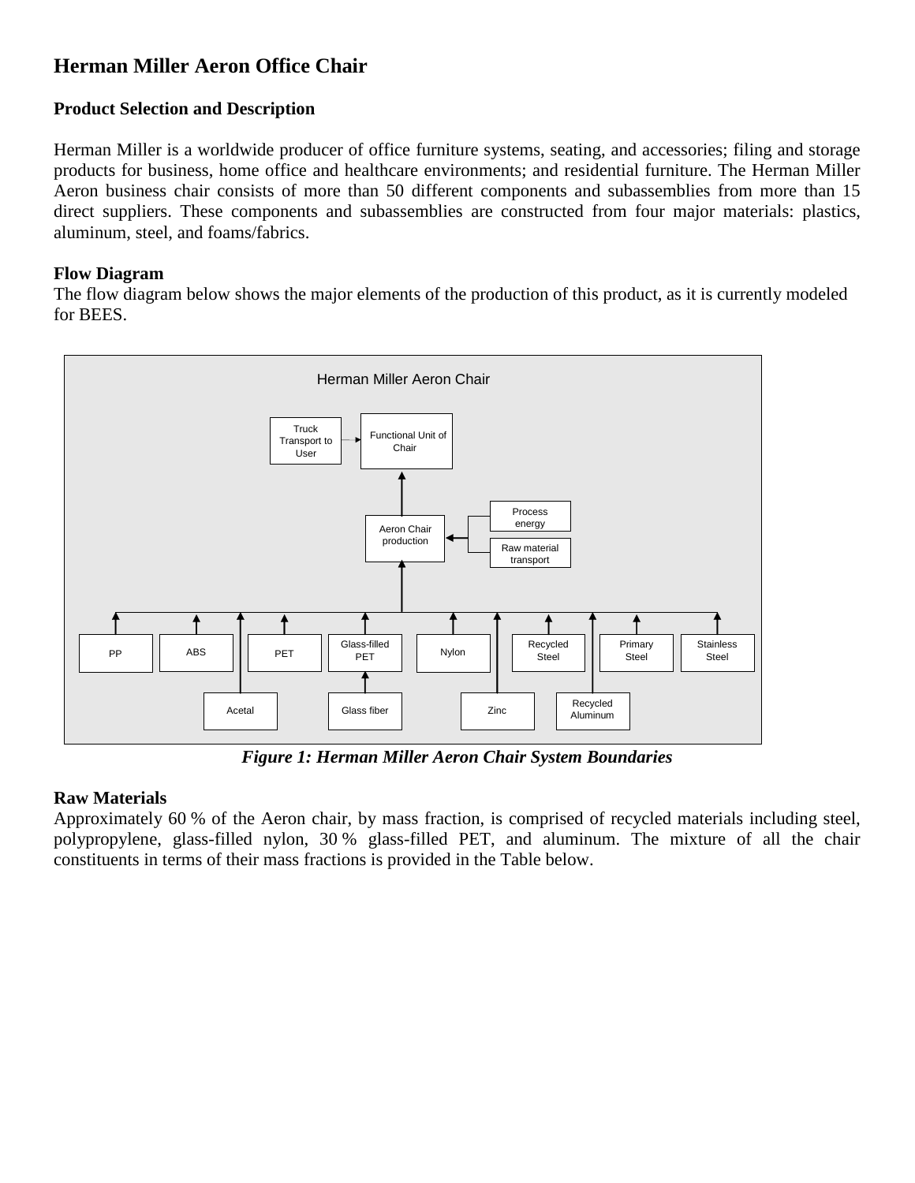# Herman Miller Aeron Office Chair

## Product Selection and Description

Herman Miller is a worldwide producer of office furniture systems, seating, and accessories; filing and storage products for business, home office and healthcare environments; and residential furniture. The Herman Miller Aeron business chair consists of more than 50 different components and subassemblies from more than 15 direct suppliers. These components and subassemblies are constructed from four major materials: plastics, aluminum, steel, and foams/fabrics.

## Flow Diagram

The flow diagram below shows the major elements of the production of this product, as it is currently modeled for BEES.

Herman Miller Aeron Chair

Truck Transport to User → Functional Unit of Chair

Aeron Chair production ← Process energy; Raw material transport

PP, ABS, PET, Glass-filled PET (← Glass fiber), Nylon, Recycled Steel, Primary Steel, Stainless Steel, Acetal, Zinc, Recycled Aluminum → Aeron Chair production

*Figure 1: Herman Miller Aeron Chair System Boundaries*

## Raw Materials

Approximately 60 % of the Aeron chair, by mass fraction, is comprised of recycled materials including steel, polypropylene, glass-filled nylon, 30 % glass-filled PET, and aluminum. The mixture of all the chair constituents in terms of their mass fractions is provided in the Table below.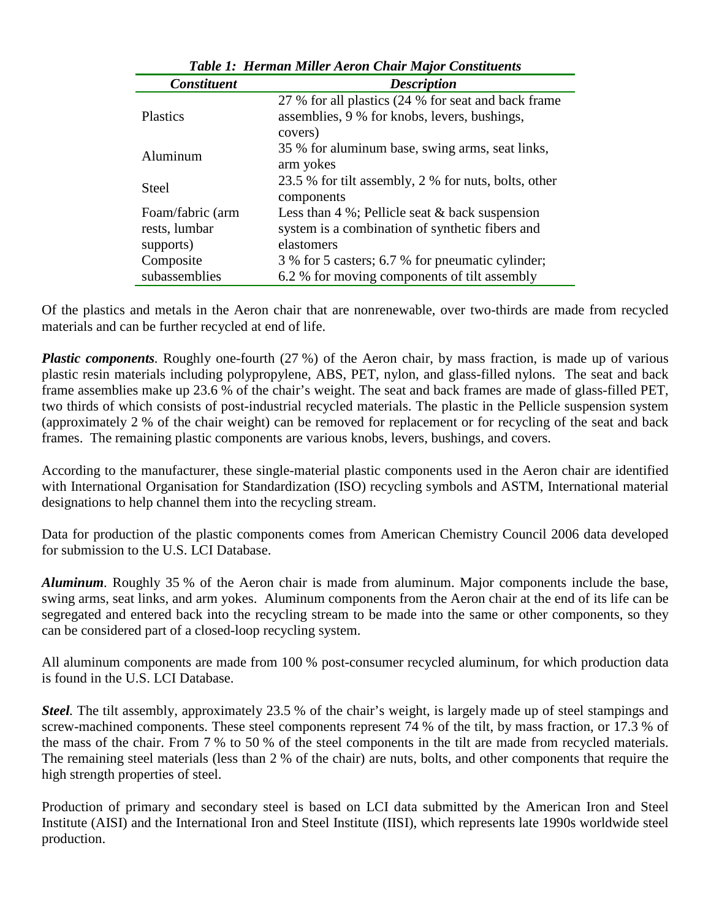*Table 1: Herman Miller Aeron Chair Major Constituents*

| *Constituent* | *Description* |
|---|---|
| Plastics | 27 % for all plastics (24 % for seat and back frame assemblies, 9 % for knobs, levers, bushings, covers) |
| Aluminum | 35 % for aluminum base, swing arms, seat links, arm yokes |
| Steel | 23.5 % for tilt assembly, 2 % for nuts, bolts, other components |
| Foam/fabric (arm rests, lumbar supports) | Less than 4 %; Pellicle seat & back suspension system is a combination of synthetic fibers and elastomers |
| Composite subassemblies | 3 % for 5 casters; 6.7 % for pneumatic cylinder; 6.2 % for moving components of tilt assembly |

Of the plastics and metals in the Aeron chair that are nonrenewable, over two-thirds are made from recycled materials and can be further recycled at end of life.

***Plastic components***. Roughly one-fourth (27 %) of the Aeron chair, by mass fraction, is made up of various plastic resin materials including polypropylene, ABS, PET, nylon, and glass-filled nylons. The seat and back frame assemblies make up 23.6 % of the chair's weight. The seat and back frames are made of glass-filled PET, two thirds of which consists of post-industrial recycled materials. The plastic in the Pellicle suspension system (approximately 2 % of the chair weight) can be removed for replacement or for recycling of the seat and back frames. The remaining plastic components are various knobs, levers, bushings, and covers.

According to the manufacturer, these single-material plastic components used in the Aeron chair are identified with International Organisation for Standardization (ISO) recycling symbols and ASTM, International material designations to help channel them into the recycling stream.

Data for production of the plastic components comes from American Chemistry Council 2006 data developed for submission to the U.S. LCI Database.

***Aluminum***. Roughly 35 % of the Aeron chair is made from aluminum. Major components include the base, swing arms, seat links, and arm yokes. Aluminum components from the Aeron chair at the end of its life can be segregated and entered back into the recycling stream to be made into the same or other components, so they can be considered part of a closed-loop recycling system.

All aluminum components are made from 100 % post-consumer recycled aluminum, for which production data is found in the U.S. LCI Database.

***Steel***. The tilt assembly, approximately 23.5 % of the chair's weight, is largely made up of steel stampings and screw-machined components. These steel components represent 74 % of the tilt, by mass fraction, or 17.3 % of the mass of the chair. From 7 % to 50 % of the steel components in the tilt are made from recycled materials. The remaining steel materials (less than 2 % of the chair) are nuts, bolts, and other components that require the high strength properties of steel.

Production of primary and secondary steel is based on LCI data submitted by the American Iron and Steel Institute (AISI) and the International Iron and Steel Institute (IISI), which represents late 1990s worldwide steel production.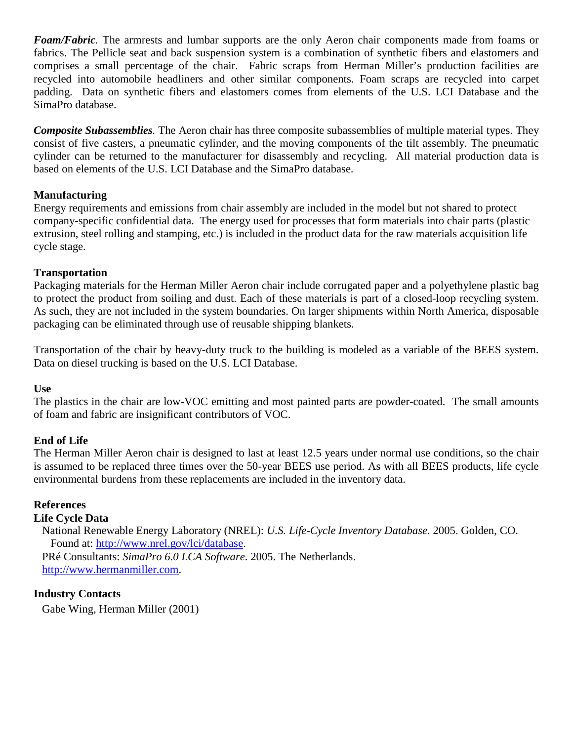***Foam/Fabric.*** The armrests and lumbar supports are the only Aeron chair components made from foams or fabrics. The Pellicle seat and back suspension system is a combination of synthetic fibers and elastomers and comprises a small percentage of the chair. Fabric scraps from Herman Miller's production facilities are recycled into automobile headliners and other similar components. Foam scraps are recycled into carpet padding. Data on synthetic fibers and elastomers comes from elements of the U.S. LCI Database and the SimaPro database.

***Composite Subassemblies.*** The Aeron chair has three composite subassemblies of multiple material types. They consist of five casters, a pneumatic cylinder, and the moving components of the tilt assembly. The pneumatic cylinder can be returned to the manufacturer for disassembly and recycling. All material production data is based on elements of the U.S. LCI Database and the SimaPro database.

**Manufacturing**

Energy requirements and emissions from chair assembly are included in the model but not shared to protect company-specific confidential data. The energy used for processes that form materials into chair parts (plastic extrusion, steel rolling and stamping, etc.) is included in the product data for the raw materials acquisition life cycle stage.

**Transportation**

Packaging materials for the Herman Miller Aeron chair include corrugated paper and a polyethylene plastic bag to protect the product from soiling and dust. Each of these materials is part of a closed-loop recycling system. As such, they are not included in the system boundaries. On larger shipments within North America, disposable packaging can be eliminated through use of reusable shipping blankets.

Transportation of the chair by heavy-duty truck to the building is modeled as a variable of the BEES system. Data on diesel trucking is based on the U.S. LCI Database.

**Use**

The plastics in the chair are low-VOC emitting and most painted parts are powder-coated. The small amounts of foam and fabric are insignificant contributors of VOC.

**End of Life**

The Herman Miller Aeron chair is designed to last at least 12.5 years under normal use conditions, so the chair is assumed to be replaced three times over the 50-year BEES use period. As with all BEES products, life cycle environmental burdens from these replacements are included in the inventory data.

**References**

**Life Cycle Data**

National Renewable Energy Laboratory (NREL): *U.S. Life-Cycle Inventory Database*. 2005. Golden, CO. Found at: http://www.nrel.gov/lci/database.

PRé Consultants: *SimaPro 6.0 LCA Software*. 2005. The Netherlands.

http://www.hermanmiller.com.

**Industry Contacts**

Gabe Wing, Herman Miller (2001)